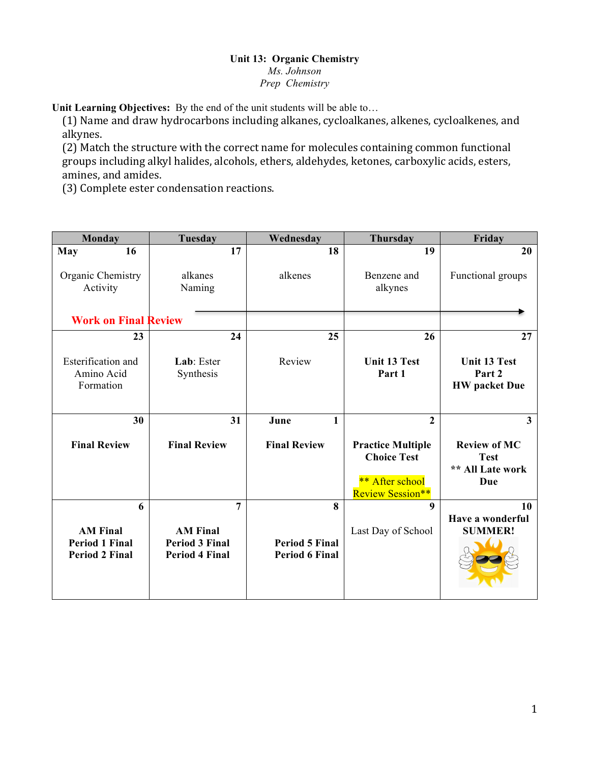# Unit 13: Organic Chemistry

*Ms. Johnson*

*Prep Chemistry*

**Unit Learning Objectives:** By the end of the unit students will be able to…

(1) Name and draw hydrocarbons including alkanes, cycloalkanes, alkenes, cycloalkenes, and alkynes.

(2) Match the structure with the correct name for molecules containing common functional groups including alkyl halides, alcohols, ethers, aldehydes, ketones, carboxylic acids, esters, amines, and amides.

(3) Complete ester condensation reactions.

| Monday | Tuesday | Wednesday | Thursday | Friday |
|---|---|---|---|---|
| May 16<br>Organic Chemistry Activity<br>**Work on Final Review** → | 17<br>alkanes Naming | 18<br>alkenes | 19<br>Benzene and alkynes | 20<br>Functional groups |
| 23<br>Esterification and Amino Acid Formation | 24<br>**Lab**: Ester Synthesis | 25<br>Review | 26<br>**Unit 13 Test Part 1** | 27<br>**Unit 13 Test Part 2**<br>**HW packet Due** |
| 30<br>**Final Review** | 31<br>**Final Review** | June 1<br>**Final Review** | 2<br>**Practice Multiple Choice Test**<br>** After school Review Session** | 3<br>**Review of MC Test**<br>**\*\* All Late work Due** |
| 6<br>**AM Final**<br>**Period 1 Final**<br>**Period 2 Final** | 7<br>**AM Final**<br>**Period 3 Final**<br>**Period 4 Final** | 8<br>**Period 5 Final**<br>**Period 6 Final** | 9<br>Last Day of School | 10<br>**Have a wonderful SUMMER!** |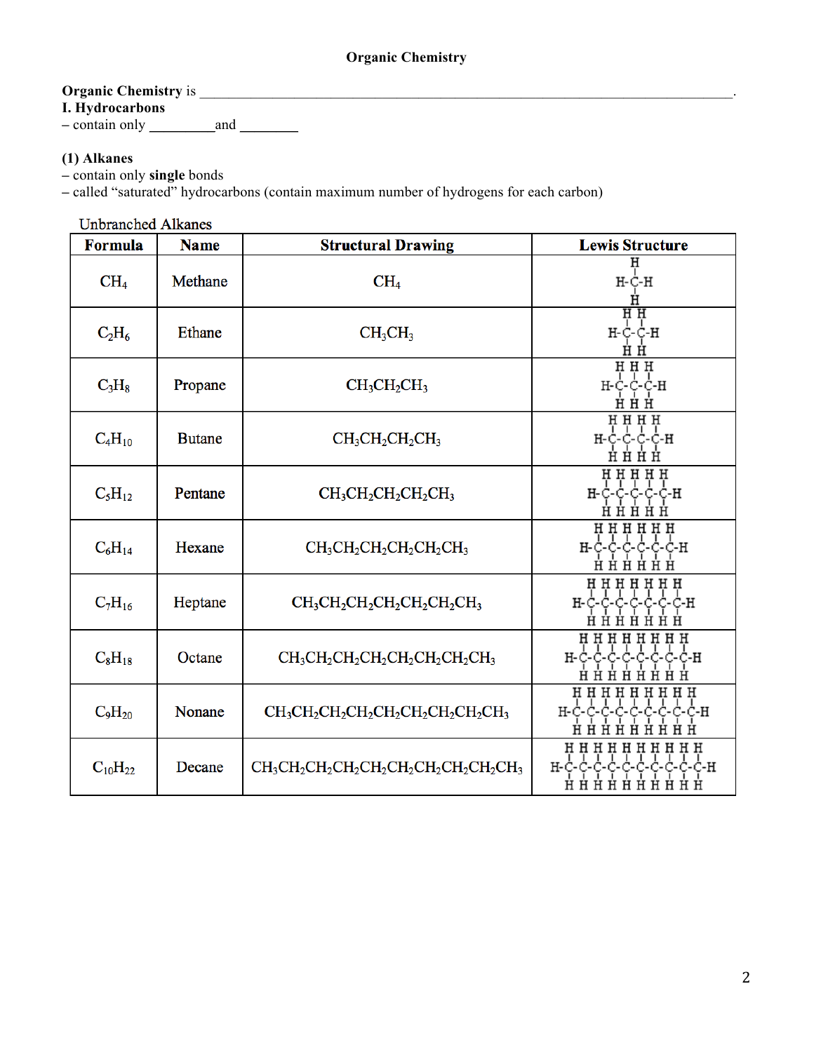# Organic Chemistry

**Organic Chemistry** is ______________________________________________________________________________.

**I. Hydrocarbons**

– contain only __________and _________

**(1) Alkanes**

– contain only **single** bonds

– called "saturated" hydrocarbons (contain maximum number of hydrogens for each carbon)

Unbranched Alkanes

| Formula | Name | Structural Drawing | Lewis Structure |
|---|---|---|---|
| $CH_4$ | Methane | $CH_4$ | H<br>H-C-H<br>H |
| $C_2H_6$ | Ethane | $CH_3CH_3$ | H H<br>H-C-C-H<br>H H |
| $C_3H_8$ | Propane | $CH_3CH_2CH_3$ | H H H<br>H-C-C-C-H<br>H H H |
| $C_4H_{10}$ | Butane | $CH_3CH_2CH_2CH_3$ | H H H H<br>H-C-C-C-C-H<br>H H H H |
| $C_5H_{12}$ | Pentane | $CH_3CH_2CH_2CH_2CH_3$ | H H H H H<br>H-C-C-C-C-C-H<br>H H H H H |
| $C_6H_{14}$ | Hexane | $CH_3CH_2CH_2CH_2CH_2CH_3$ | H H H H H H<br>H-C-C-C-C-C-C-H<br>H H H H H H |
| $C_7H_{16}$ | Heptane | $CH_3CH_2CH_2CH_2CH_2CH_2CH_3$ | H H H H H H H<br>H-C-C-C-C-C-C-C-H<br>H H H H H H H |
| $C_8H_{18}$ | Octane | $CH_3CH_2CH_2CH_2CH_2CH_2CH_2CH_3$ | H H H H H H H H<br>H-C-C-C-C-C-C-C-C-H<br>H H H H H H H H |
| $C_9H_{20}$ | Nonane | $CH_3CH_2CH_2CH_2CH_2CH_2CH_2CH_2CH_3$ | H H H H H H H H H<br>H-C-C-C-C-C-C-C-C-C-H<br>H H H H H H H H H |
| $C_{10}H_{22}$ | Decane | $CH_3CH_2CH_2CH_2CH_2CH_2CH_2CH_2CH_2CH_3$ | H H H H H H H H H H<br>H-C-C-C-C-C-C-C-C-C-C-H<br>H H H H H H H H H H |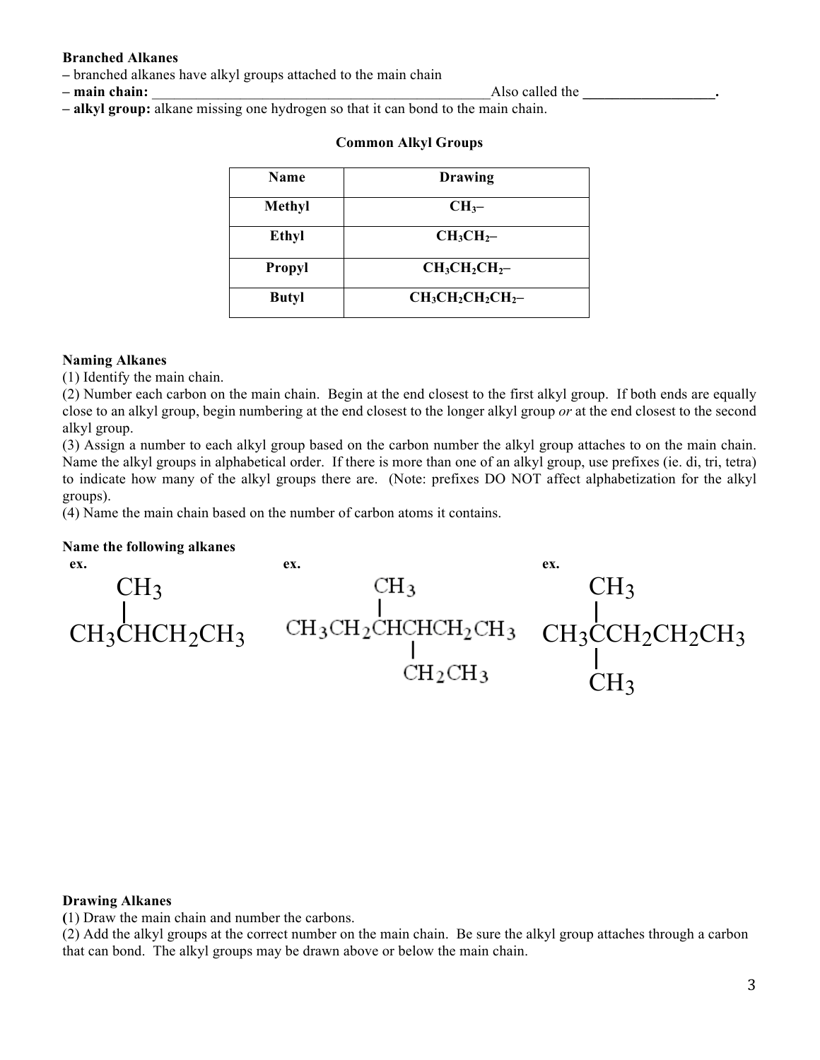**Branched Alkanes**

– branched alkanes have alkyl groups attached to the main chain

– **main chain:** ______________________________________________Also called the **_________________.**

– **alkyl group:** alkane missing one hydrogen so that it can bond to the main chain.

**Common Alkyl Groups**

| Name | Drawing |
|---|---|
| **Methyl** | $CH_3$– |
| **Ethyl** | $CH_3CH_2$– |
| **Propyl** | $CH_3CH_2CH_2$– |
| **Butyl** | $CH_3CH_2CH_2CH_2$– |

**Naming Alkanes**

(1) Identify the main chain.

(2) Number each carbon on the main chain. Begin at the end closest to the first alkyl group. If both ends are equally close to an alkyl group, begin numbering at the end closest to the longer alkyl group *or* at the end closest to the second alkyl group.

(3) Assign a number to each alkyl group based on the carbon number the alkyl group attaches to on the main chain. Name the alkyl groups in alphabetical order. If there is more than one of an alkyl group, use prefixes (ie. di, tri, tetra) to indicate how many of the alkyl groups there are. (Note: prefixes DO NOT affect alphabetization for the alkyl groups).

(4) Name the main chain based on the number of carbon atoms it contains.

**Name the following alkanes**

**ex.**

```
CH3
|
CH3CHCH2CH3
```

**ex.**

```
           CH3
           |
CH3CH2CHCHCH2CH3
             |
             CH2CH3
```

**ex.**

```
   CH3
   |
CH3CCH2CH2CH3
   |
   CH3
```

**Drawing Alkanes**

**(**1) Draw the main chain and number the carbons.

(2) Add the alkyl groups at the correct number on the main chain. Be sure the alkyl group attaches through a carbon that can bond. The alkyl groups may be drawn above or below the main chain.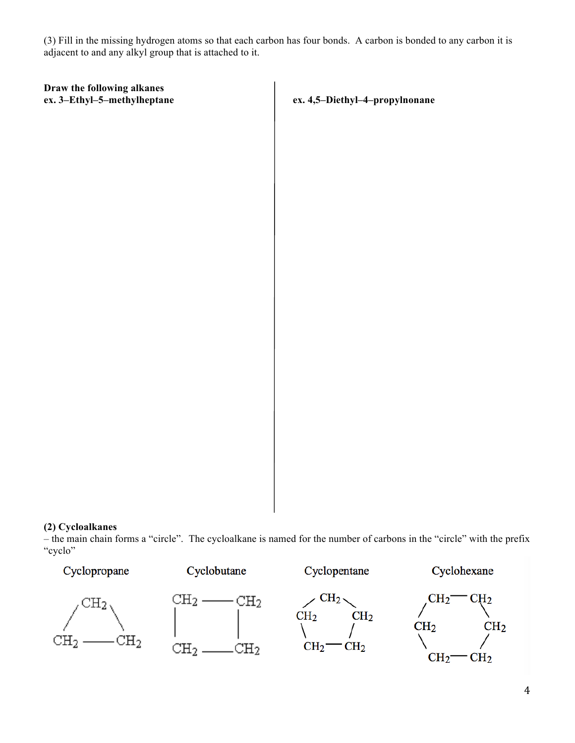(3) Fill in the missing hydrogen atoms so that each carbon has four bonds. A carbon is bonded to any carbon it is adjacent to and any alkyl group that is attached to it.

**Draw the following alkanes**

**ex. 3–Ethyl–5–methylheptane**

**ex. 4,5–Diethyl–4–propylnonane**

**(2) Cycloalkanes**

– the main chain forms a "circle". The cycloalkane is named for the number of carbons in the "circle" with the prefix "cyclo"

Cyclopropane

Cyclobutane

Cyclopentane

Cyclohexane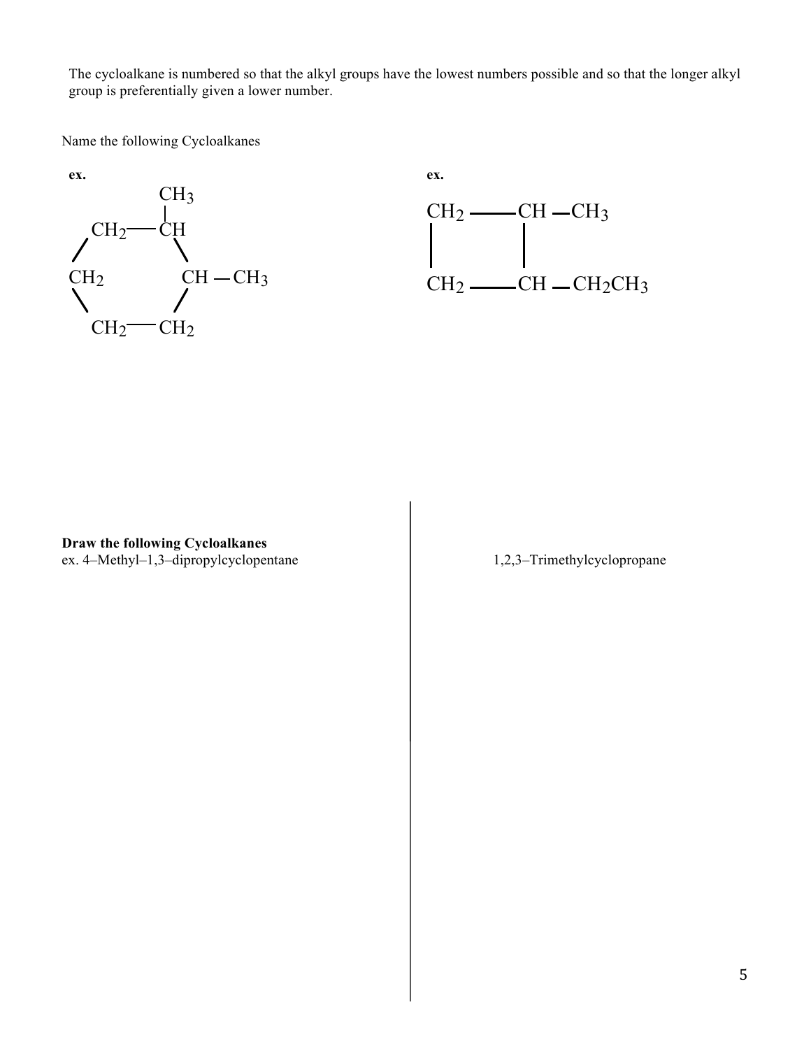The cycloalkane is numbered so that the alkyl groups have the lowest numbers possible and so that the longer alkyl group is preferentially given a lower number.

Name the following Cycloalkanes

**ex.**

$$CH_3$$

$$CH_2 — CH$$

$$CH_2 \quad\quad CH — CH_3$$

$$CH_2 — CH_2$$

**ex.**

$$CH_2 — CH — CH_3$$

$$CH_2 — CH — CH_2CH_3$$

**Draw the following Cycloalkanes**

ex. 4–Methyl–1,3–dipropylcyclopentane

1,2,3–Trimethylcyclopropane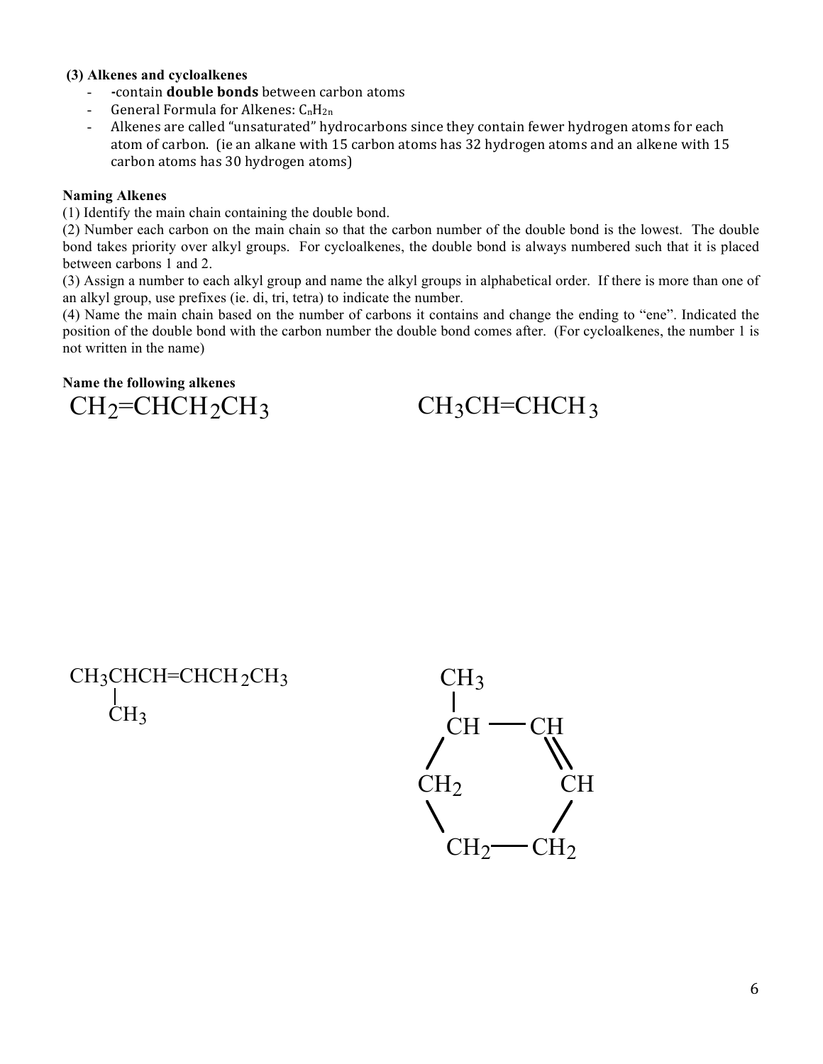**(3) Alkenes and cycloalkenes**

- -contain **double bonds** between carbon atoms
- General Formula for Alkenes: $C_nH_{2n}$
- Alkenes are called "unsaturated" hydrocarbons since they contain fewer hydrogen atoms for each atom of carbon. (ie an alkane with 15 carbon atoms has 32 hydrogen atoms and an alkene with 15 carbon atoms has 30 hydrogen atoms)

**Naming Alkenes**

(1) Identify the main chain containing the double bond.

(2) Number each carbon on the main chain so that the carbon number of the double bond is the lowest. The double bond takes priority over alkyl groups. For cycloalkenes, the double bond is always numbered such that it is placed between carbons 1 and 2.

(3) Assign a number to each alkyl group and name the alkyl groups in alphabetical order. If there is more than one of an alkyl group, use prefixes (ie. di, tri, tetra) to indicate the number.

(4) Name the main chain based on the number of carbons it contains and change the ending to "ene". Indicated the position of the double bond with the carbon number the double bond comes after. (For cycloalkenes, the number 1 is not written in the name)

**Name the following alkenes**

$CH_2{=}CHCH_2CH_3$

$CH_3CH{=}CHCH_3$

$CH_3CH(CH_3)CH{=}CHCH_2CH_3$

(ring: $CH(CH_3)$—$CH{=}CH$—$CH_2$—$CH_2$—$CH_2$—back to $CH(CH_3)$)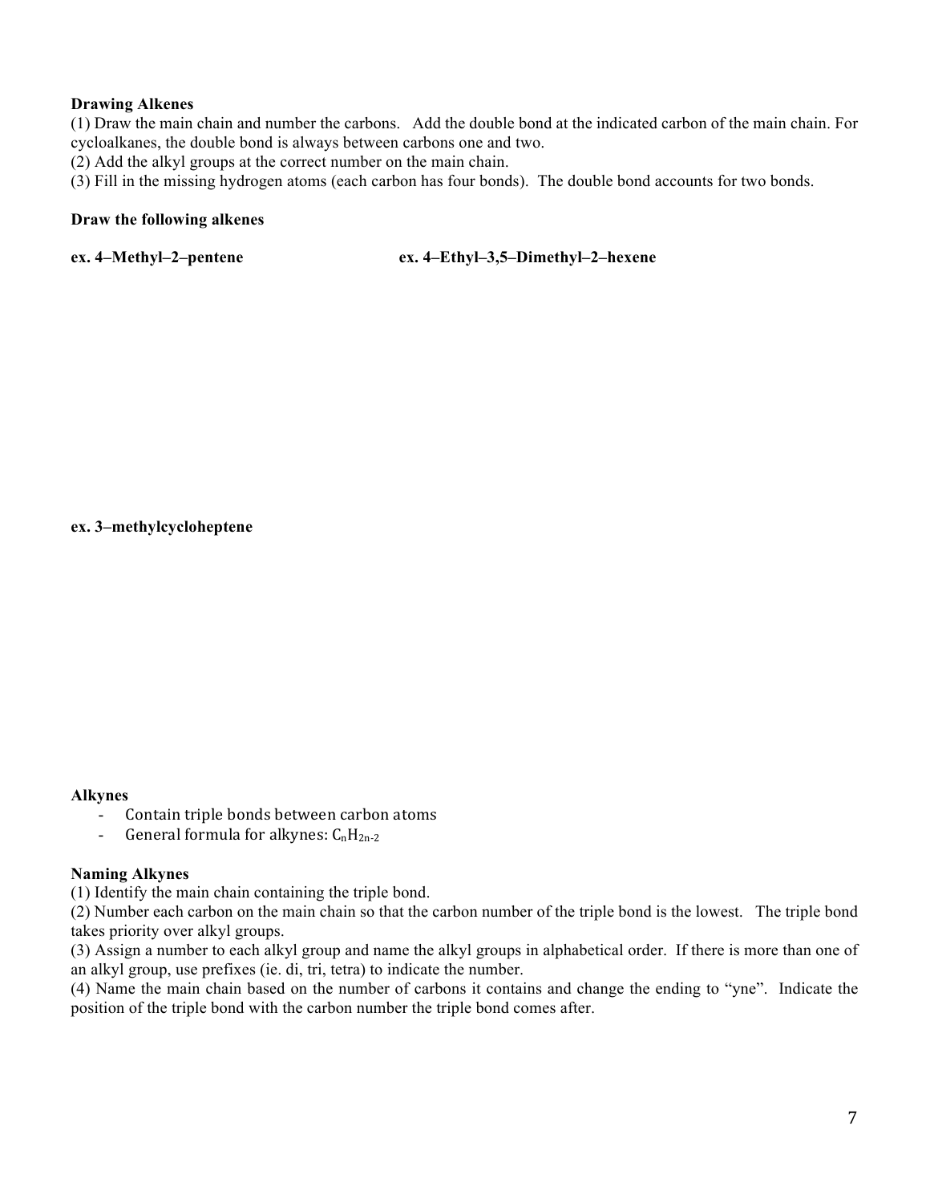**Drawing Alkenes**

(1) Draw the main chain and number the carbons. Add the double bond at the indicated carbon of the main chain. For cycloalkanes, the double bond is always between carbons one and two.

(2) Add the alkyl groups at the correct number on the main chain.

(3) Fill in the missing hydrogen atoms (each carbon has four bonds). The double bond accounts for two bonds.

**Draw the following alkenes**

**ex. 4–Methyl–2–pentene**

**ex. 4–Ethyl–3,5–Dimethyl–2–hexene**

**ex. 3–methylcycloheptene**

**Alkynes**

- Contain triple bonds between carbon atoms
- General formula for alkynes: $C_nH_{2n-2}$

**Naming Alkynes**

(1) Identify the main chain containing the triple bond.

(2) Number each carbon on the main chain so that the carbon number of the triple bond is the lowest. The triple bond takes priority over alkyl groups.

(3) Assign a number to each alkyl group and name the alkyl groups in alphabetical order. If there is more than one of an alkyl group, use prefixes (ie. di, tri, tetra) to indicate the number.

(4) Name the main chain based on the number of carbons it contains and change the ending to "yne". Indicate the position of the triple bond with the carbon number the triple bond comes after.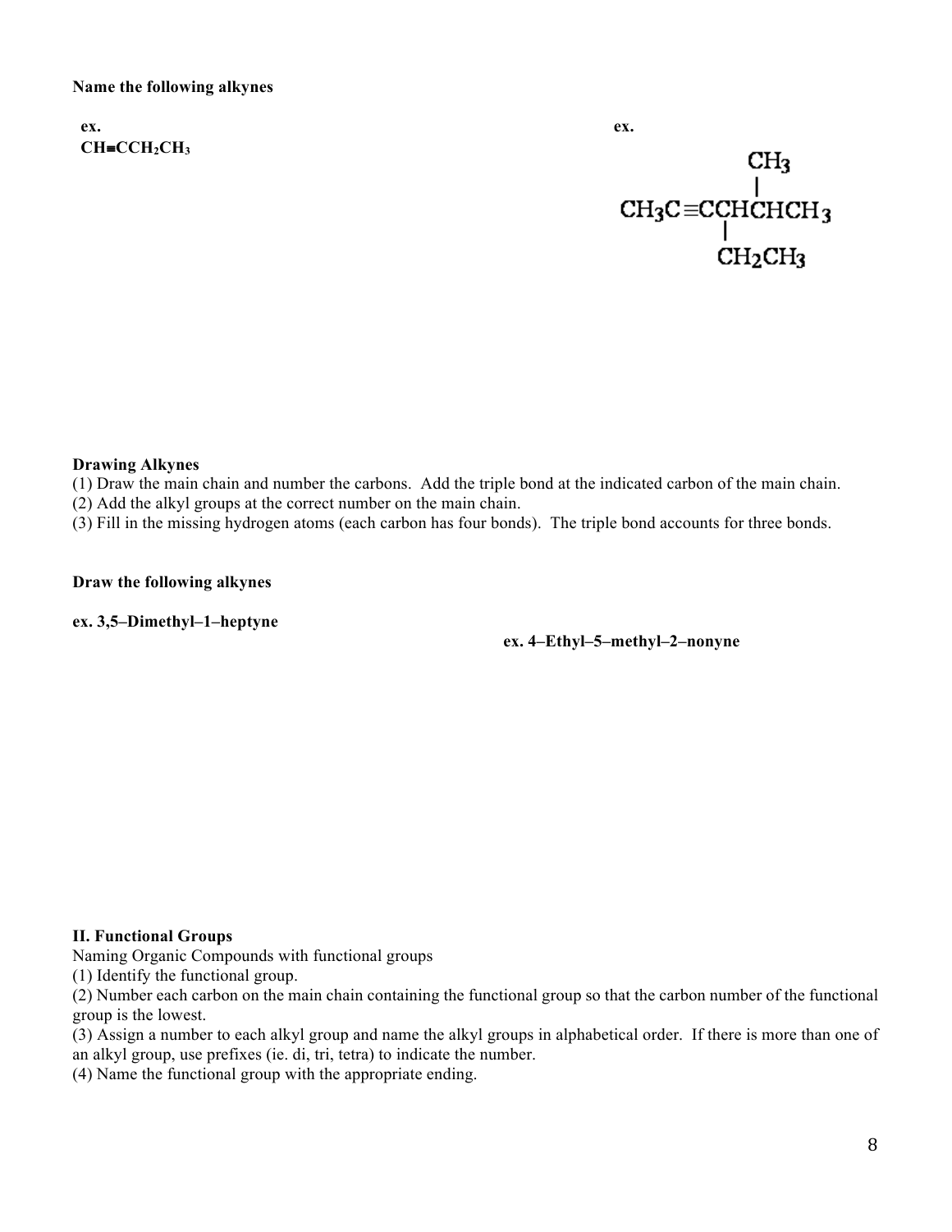**Name the following alkynes**

ex.
$CH{\equiv}CCH_2CH_3$

ex.

$$
\begin{array}{l}
\qquad\qquad\quad CH_3 \\
\qquad\qquad\quad\; | \\
CH_3C{\equiv}CCHCHCH_3 \\
\qquad\qquad\; | \\
\qquad\qquad CH_2CH_3
\end{array}
$$

**Drawing Alkynes**

(1) Draw the main chain and number the carbons. Add the triple bond at the indicated carbon of the main chain.
(2) Add the alkyl groups at the correct number on the main chain.
(3) Fill in the missing hydrogen atoms (each carbon has four bonds). The triple bond accounts for three bonds.

**Draw the following alkynes**

**ex. 3,5–Dimethyl–1–heptyne**

**ex. 4–Ethyl–5–methyl–2–nonyne**

**II. Functional Groups**

Naming Organic Compounds with functional groups

(1) Identify the functional group.
(2) Number each carbon on the main chain containing the functional group so that the carbon number of the functional group is the lowest.
(3) Assign a number to each alkyl group and name the alkyl groups in alphabetical order. If there is more than one of an alkyl group, use prefixes (ie. di, tri, tetra) to indicate the number.
(4) Name the functional group with the appropriate ending.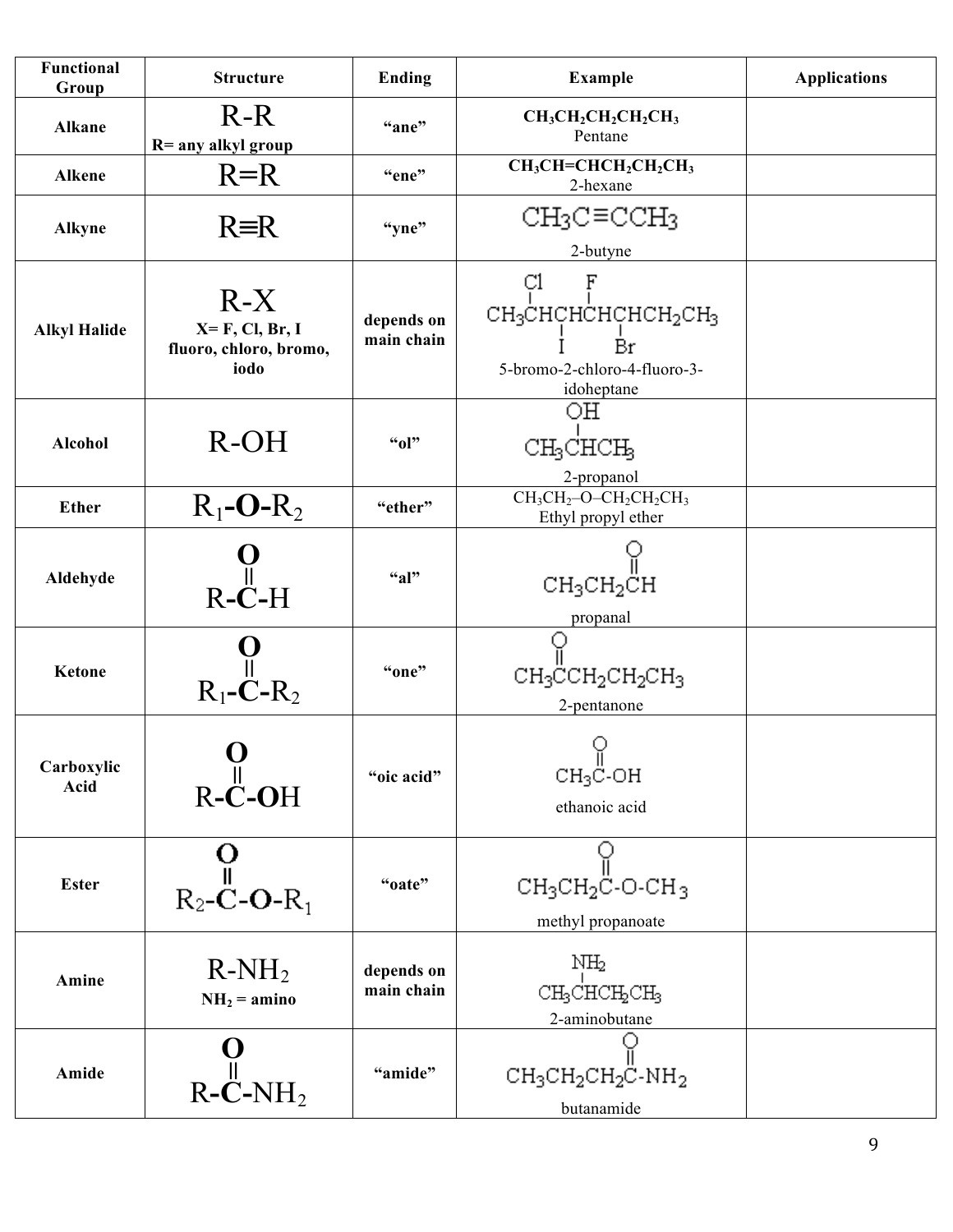| Functional Group | Structure | Ending | Example | Applications |
|---|---|---|---|---|
| **Alkane** | R-R<br>**R= any alkyl group** | **"ane"** | **$CH_3CH_2CH_2CH_2CH_3$**<br>Pentane | |
| **Alkene** | R=R | **"ene"** | **$CH_3CH{=}CHCH_2CH_2CH_3$**<br>2-hexane | |
| **Alkyne** | R≡R | **"yne"** | $CH_3C{\equiv}CCH_3$<br>2-butyne | |
| **Alkyl Halide** | R-X<br>**X= F, Cl, Br, I**<br>**fluoro, chloro, bromo, iodo** | **depends on main chain** | $CH_3CH(Cl)CH(I)CH(F)CH(Br)CH_2CH_3$<br>5-bromo-2-chloro-4-fluoro-3-idoheptane | |
| **Alcohol** | R-OH | **"ol"** | $CH_3CH(OH)CH_3$<br>2-propanol | |
| **Ether** | $R_1$-**O**-$R_2$ | **"ether"** | $CH_3CH_2$–O–$CH_2CH_2CH_3$<br>Ethyl propyl ether | |
| **Aldehyde** | R-**C**(=**O**)-H | **"al"** | $CH_3CH_2CH(=O)$<br>propanal | |
| **Ketone** | $R_1$-**C**(=**O**)-$R_2$ | **"one"** | $CH_3C(=O)CH_2CH_2CH_3$<br>2-pentanone | |
| **Carboxylic Acid** | R-**C**(=**O**)-**O**H | **"oic acid"** | $CH_3C(=O)$-OH<br>ethanoic acid | |
| **Ester** | $R_2$-**C**(=**O**)-**O**-$R_1$ | **"oate"** | $CH_3CH_2C(=O)$-O-$CH_3$<br>methyl propanoate | |
| **Amine** | R-$NH_2$<br>**$NH_2$ = amino** | **depends on main chain** | $CH_3CH(NH_2)CH_2CH_3$<br>2-aminobutane | |
| **Amide** | R-**C**(=**O**)-$NH_2$ | **"amide"** | $CH_3CH_2CH_2C(=O)$-$NH_2$<br>butanamide | |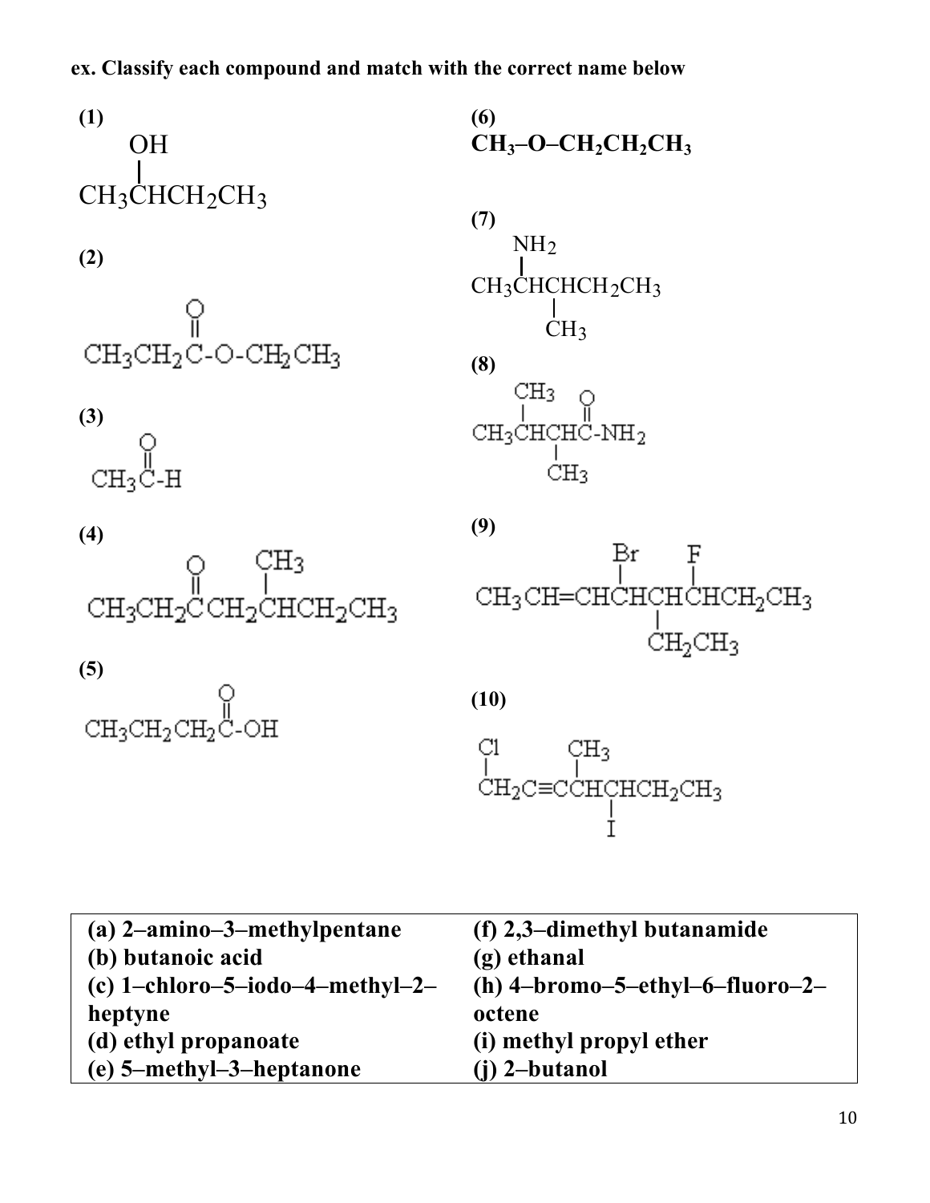**ex. Classify each compound and match with the correct name below**

**(1)**

$$\begin{array}{c} \text{OH} \\ | \\ CH_3CHCH_2CH_3 \end{array}$$

**(2)**

$$CH_3CH_2\overset{O}{\overset{\|}{C}}\text{-O-}CH_2CH_3$$

**(3)**

$$CH_3\overset{O}{\overset{\|}{C}}\text{-H}$$

**(4)**

$$CH_3CH_2\overset{O}{\overset{\|}{C}}CH_2\overset{CH_3}{\overset{|}{C}}HCH_2CH_3$$

**(5)**

$$CH_3CH_2CH_2\overset{O}{\overset{\|}{C}}\text{-OH}$$

**(6)**

$$CH_3\text{–O–}CH_2CH_2CH_3$$

**(7)**

$$CH_3\overset{NH_2}{\overset{|}{C}}H\underset{CH_3}{\underset{|}{C}}HCH_2CH_3$$

**(8)**

$$CH_3\overset{CH_3}{\overset{|}{C}}H\underset{CH_3}{\underset{|}{C}}H\overset{O}{\overset{\|}{C}}\text{-}NH_2$$

**(9)**

$$CH_3CH\text{=}CH\overset{Br}{\overset{|}{C}}H\underset{CH_2CH_3}{\underset{|}{C}}H\overset{F}{\overset{|}{C}}HCH_2CH_3$$

**(10)**

$$\overset{Cl}{\overset{|}{C}}H_2C\equiv C\overset{CH_3}{\overset{|}{C}}H\underset{I}{\underset{|}{C}}HCH_2CH_3$$

| | |
|---|---|
| **(a) 2–amino–3–methylpentane** | **(f) 2,3–dimethyl butanamide** |
| **(b) butanoic acid** | **(g) ethanal** |
| **(c) 1–chloro–5–iodo–4–methyl–2–heptyne** | **(h) 4–bromo–5–ethyl–6–fluoro–2–octene** |
| **(d) ethyl propanoate** | **(i) methyl propyl ether** |
| **(e) 5–methyl–3–heptanone** | **(j) 2–butanol** |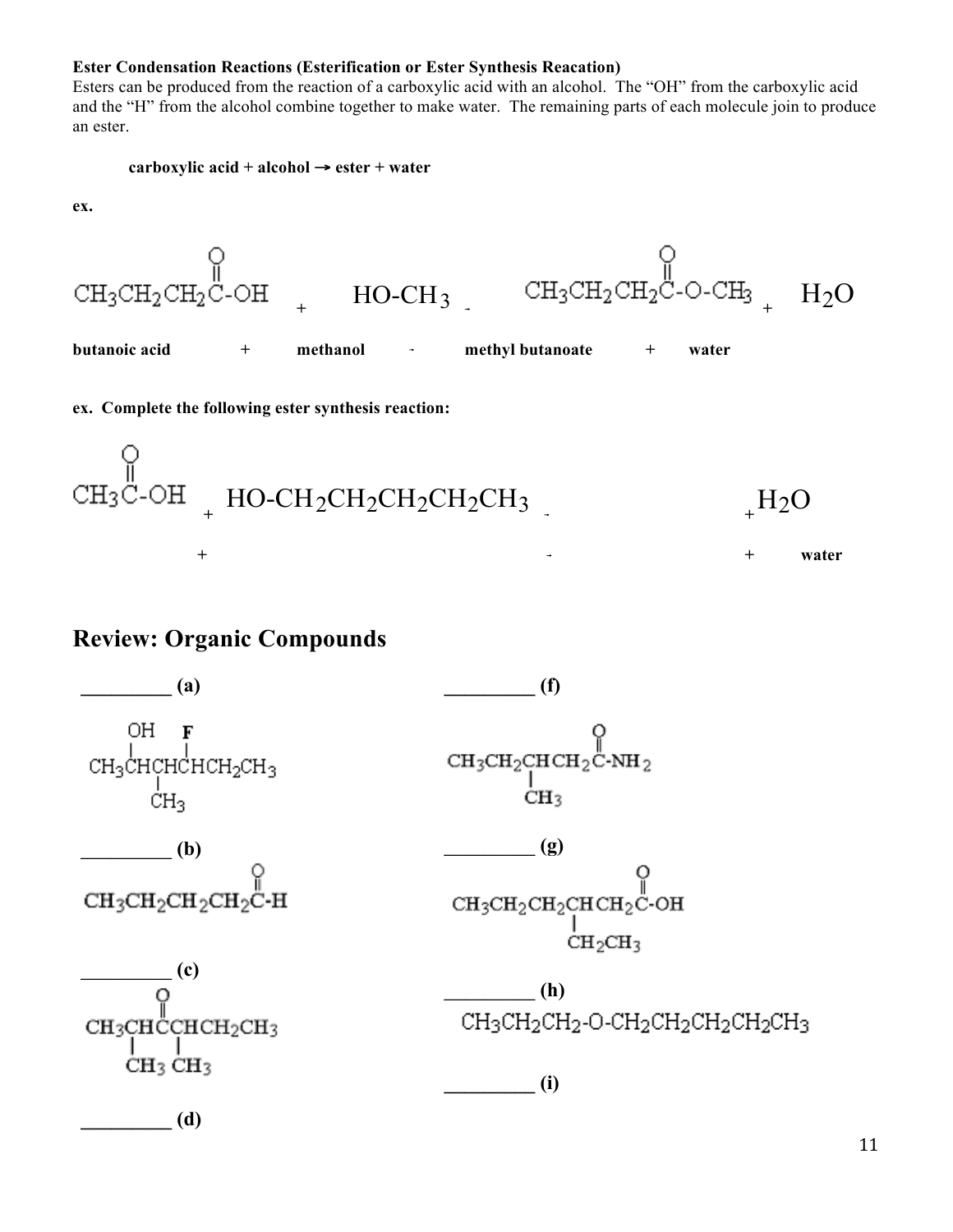**Ester Condensation Reactions (Esterification or Ester Synthesis Reacation)**
Esters can be produced from the reaction of a carboxylic acid with an alcohol. The "OH" from the carboxylic acid and the "H" from the alcohol combine together to make water. The remaining parts of each molecule join to produce an ester.

**carboxylic acid + alcohol → ester + water**

**ex.**

$$CH_3CH_2CH_2\overset{O}{\overset{\|}{C}}\text{-}OH \quad + \quad HO\text{-}CH_3 \quad \rightarrow \quad CH_3CH_2CH_2\overset{O}{\overset{\|}{C}}\text{-}O\text{-}CH_3 \quad + \quad H_2O$$

**butanoic acid** + **methanol** → **methyl butanoate** + **water**

**ex. Complete the following ester synthesis reaction:**

$$CH_3\overset{O}{\overset{\|}{C}}\text{-}OH \quad + \quad HO\text{-}CH_2CH_2CH_2CH_2CH_3 \quad \rightarrow \qquad\qquad\qquad + \quad H_2O$$

+ → + **water**

## Review: Organic Compounds

_________ **(a)**

$$CH_3\underset{CH_3}{\underset{|}{\overset{OH}{\overset{|}{CH}}}}\overset{\phantom{O}}{CH}\overset{F}{\overset{|}{C}}HCH_2CH_3$$

_________ **(b)**

$$CH_3CH_2CH_2CH_2\overset{O}{\overset{\|}{C}}\text{-}H$$

_________ **(c)**

$$CH_3\underset{CH_3}{\underset{|}{CH}}\overset{O}{\overset{\|}{C}}\underset{CH_3}{\underset{|}{CH}}CH_2CH_3$$

_________ **(d)**

_________ **(f)**

$$CH_3CH_2\underset{CH_3}{\underset{|}{CH}}CH_2\overset{O}{\overset{\|}{C}}\text{-}NH_2$$

_________ **(g)**

$$CH_3CH_2CH_2\underset{CH_2CH_3}{\underset{|}{CH}}CH_2\overset{O}{\overset{\|}{C}}\text{-}OH$$

_________ **(h)**

$$CH_3CH_2CH_2\text{-}O\text{-}CH_2CH_2CH_2CH_2CH_3$$

_________ **(i)**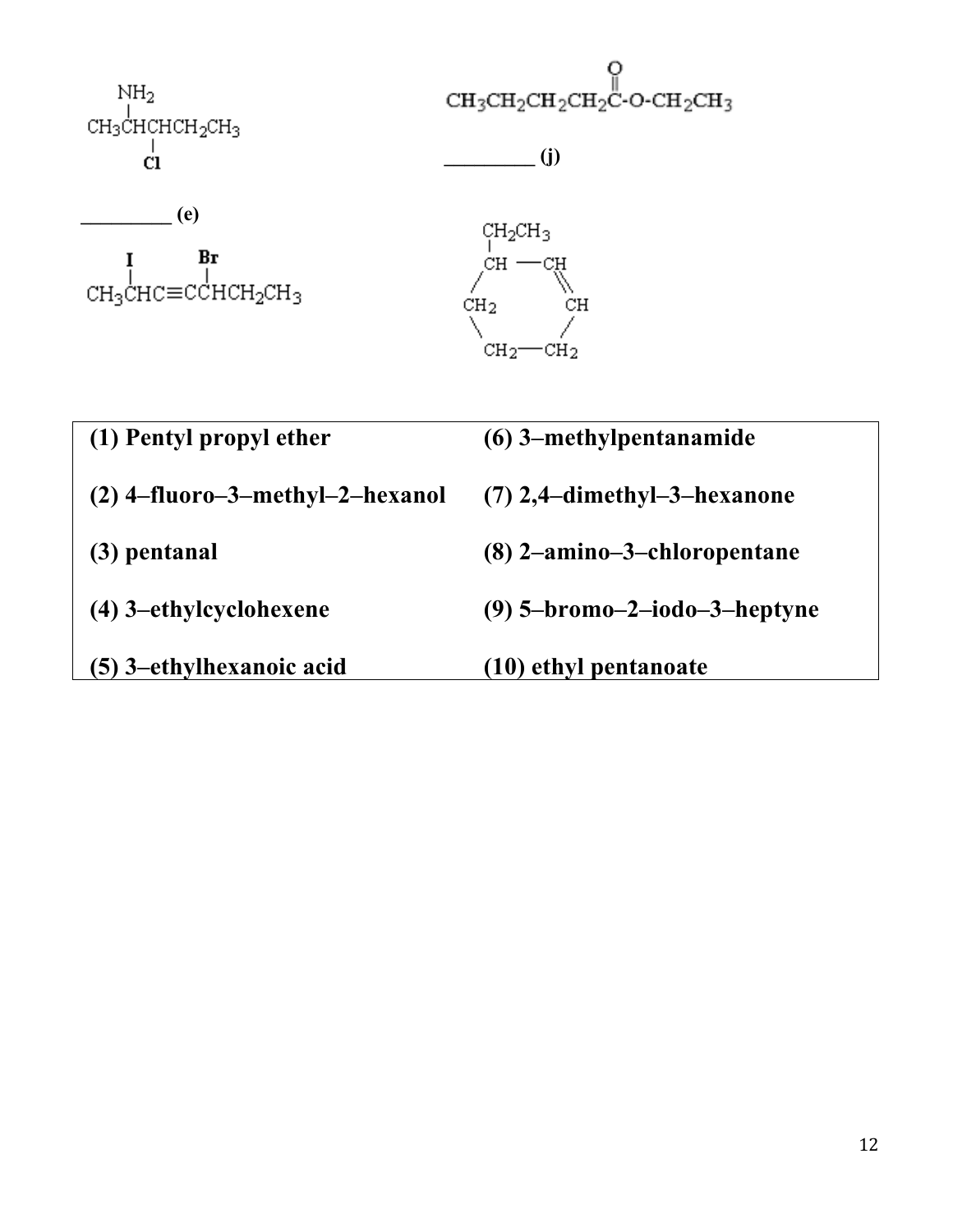$CH_3\overset{NH_2}{\overset{|}{C}}H\underset{Cl}{\underset{|}{C}}HCH_2CH_3$

_________ (e)

$CH_3CH_2CH_2CH_2\overset{O}{\overset{||}{C}}\text{-O-}CH_2CH_3$

_________ (j)

$CH_3\overset{I}{\overset{|}{C}}HC{\equiv}C\overset{Br}{\overset{|}{C}}HCH_2CH_3$

Six-membered ring: $CH(CH_2CH_3)$—$CH$=$CH$—$CH_2$—$CH_2$—$CH_2$— (back to $CH(CH_2CH_3)$)

| | |
|---|---|
| **(1) Pentyl propyl ether** | **(6) 3–methylpentanamide** |
| **(2) 4–fluoro–3–methyl–2–hexanol** | **(7) 2,4–dimethyl–3–hexanone** |
| **(3) pentanal** | **(8) 2–amino–3–chloropentane** |
| **(4) 3–ethylcyclohexene** | **(9) 5–bromo–2–iodo–3–heptyne** |
| **(5) 3–ethylhexanoic acid** | **(10) ethyl pentanoate** |